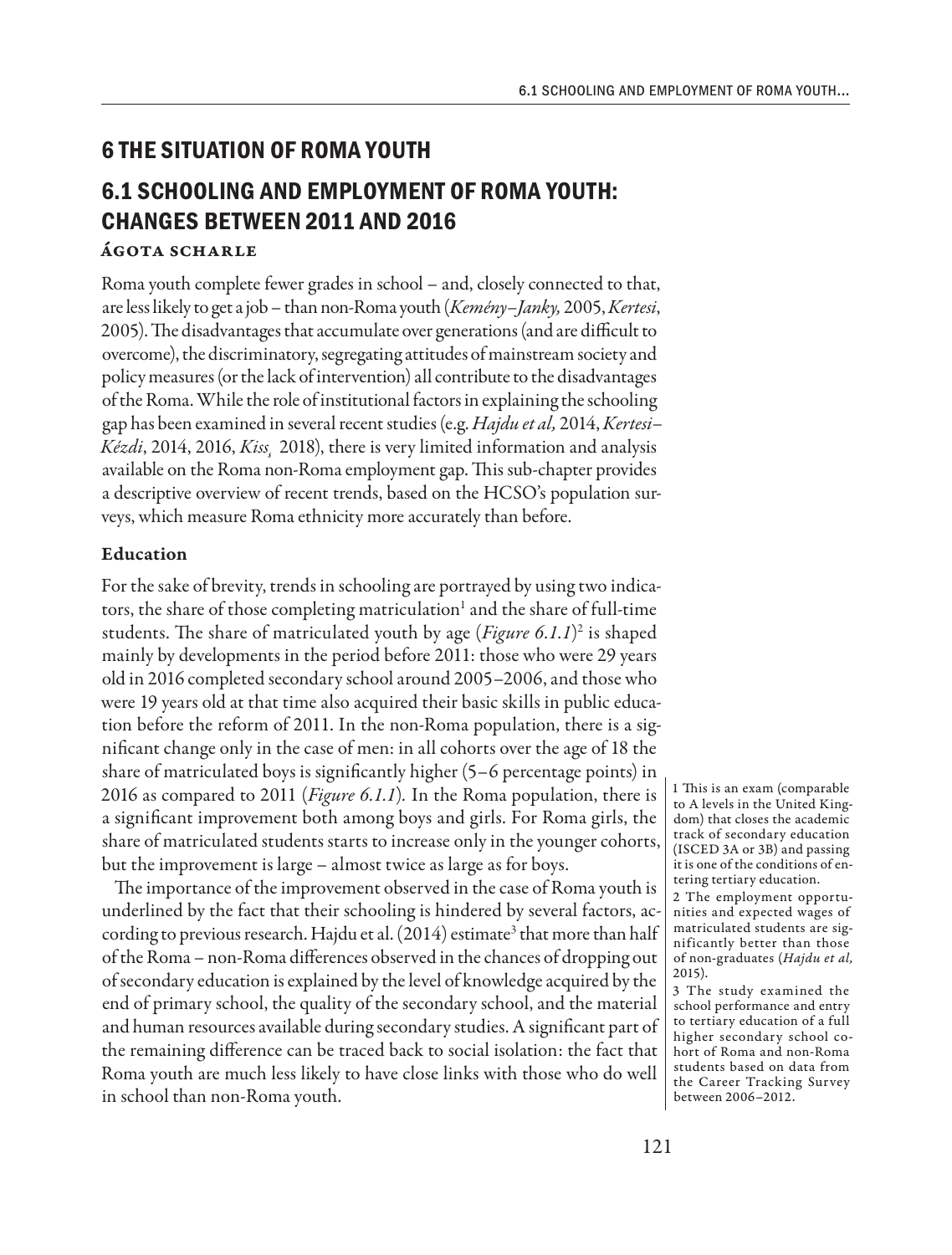# 6 THE SITUATION OF ROMA YOUTH

## 6.1 SCHOOLING AND EMPLOYMENT OF ROMA YOUTH: CHANGES BETWEEN 2011 AND 2016

**Ágota Scharle**

Roma youth complete fewer grades in school – and, closely connected to that, are less likely to get a job – than non-Roma youth (*Kemény–Janky,* 2005, *Kertesi*, 2005). The disadvantages that accumulate over generations (and are difficult to overcome), the discriminatory, segregating attitudes of mainstream society and policy measures (or the lack of intervention) all contribute to the disadvantages of the Roma. While the role of institutional factors in explaining the schooling gap has been examined in several recent studies (e.g. *Hajdu et al,* 2014, *Kertesi–Kézdi*, 2014, 2016, *Kiss*, 2018), there is very limited information and analysis available on the Roma non-Roma employment gap. This sub-chapter provides a descriptive overview of recent trends, based on the HCSO's population surveys, which measure Roma ethnicity more accurately than before.

### Education

For the sake of brevity, trends in schooling are portrayed by using two indicators, the share of those completing matriculation[1] and the share of full-time students. The share of matriculated youth by age (*Figure 6.1.1*)[2] is shaped mainly by developments in the period before 2011: those who were 29 years old in 2016 completed secondary school around 2005–2006, and those who were 19 years old at that time also acquired their basic skills in public education before the reform of 2011. In the non-Roma population, there is a significant change only in the case of men: in all cohorts over the age of 18 the share of matriculated boys is significantly higher (5–6 percentage points) in 2016 as compared to 2011 (*Figure 6.1.1*). In the Roma population, there is a significant improvement both among boys and girls. For Roma girls, the share of matriculated students starts to increase only in the younger cohorts, but the improvement is large – almost twice as large as for boys.

The importance of the improvement observed in the case of Roma youth is underlined by the fact that their schooling is hindered by several factors, according to previous research. Hajdu et al. (2014) estimate[3] that more than half of the Roma – non-Roma differences observed in the chances of dropping out of secondary education is explained by the level of knowledge acquired by the end of primary school, the quality of the secondary school, and the material and human resources available during secondary studies. A significant part of the remaining difference can be traced back to social isolation: the fact that Roma youth are much less likely to have close links with those who do well in school than non-Roma youth.

1 This is an exam (comparable to A levels in the United Kingdom) that closes the academic track of secondary education (ISCED 3A or 3B) and passing it is one of the conditions of entering tertiary education.

2 The employment opportunities and expected wages of matriculated students are significantly better than those of non-graduates (*Hajdu et al,* 2015).

3 The study examined the school performance and entry to tertiary education of a full higher secondary school cohort of Roma and non-Roma students based on data from the Career Tracking Survey between 2006–2012.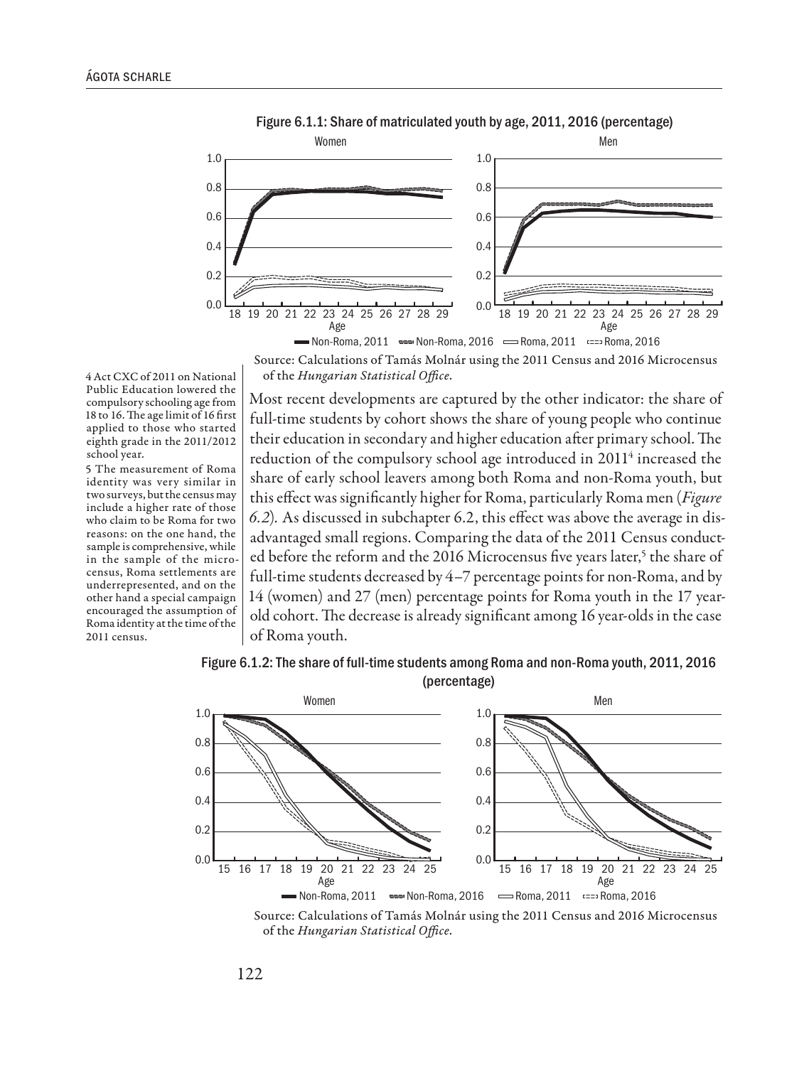Figure 6.1.1: Share of matriculated youth by age, 2011, 2016 (percentage)

Source: Calculations of Tamás Molnár using the 2011 Census and 2016 Microcensus of the *Hungarian Statistical Office*.

Most recent developments are captured by the other indicator: the share of full-time students by cohort shows the share of young people who continue their education in secondary and higher education after primary school. The reduction of the compulsory school age introduced in 2011[4] increased the share of early school leavers among both Roma and non-Roma youth, but this effect was significantly higher for Roma, particularly Roma men (*Figure 6.2*). As discussed in subchapter 6.2, this effect was above the average in disadvantaged small regions. Comparing the data of the 2011 Census conducted before the reform and the 2016 Microcensus five years later,[5] the share of full-time students decreased by 4–7 percentage points for non-Roma, and by 14 (women) and 27 (men) percentage points for Roma youth in the 17 year-old cohort. The decrease is already significant among 16 year-olds in the case of Roma youth.

Figure 6.1.2: The share of full-time students among Roma and non-Roma youth, 2011, 2016 (percentage)

Source: Calculations of Tamás Molnár using the 2011 Census and 2016 Microcensus of the *Hungarian Statistical Office*.

4 Act CXC of 2011 on National Public Education lowered the compulsory schooling age from 18 to 16. The age limit of 16 first applied to those who started eighth grade in the 2011/2012 school year.

5 The measurement of Roma identity was very similar in two surveys, but the census may include a higher rate of those who claim to be Roma for two reasons: on the one hand, the sample is comprehensive, while in the sample of the microcensus, Roma settlements are underrepresented, and on the other hand a special campaign encouraged the assumption of Roma identity at the time of the 2011 census.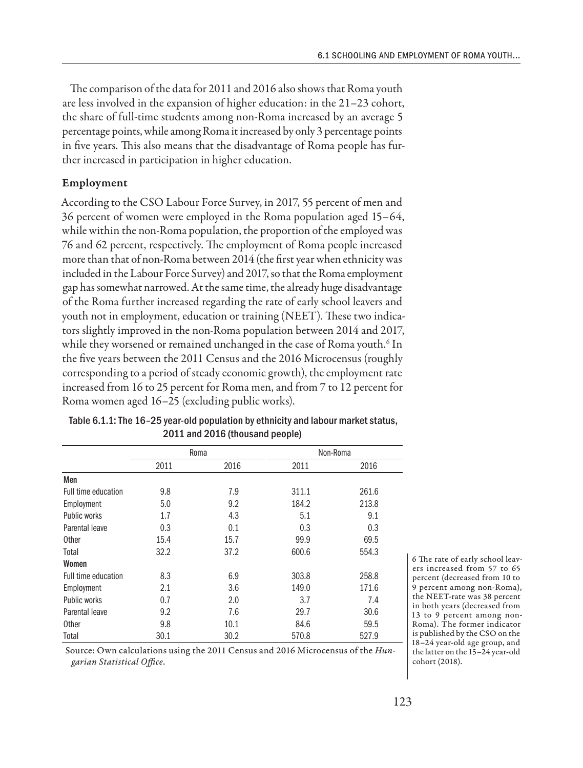The comparison of the data for 2011 and 2016 also shows that Roma youth are less involved in the expansion of higher education: in the 21–23 cohort, the share of full-time students among non-Roma increased by an average 5 percentage points, while among Roma it increased by only 3 percentage points in five years. This also means that the disadvantage of Roma people has further increased in participation in higher education.

### Employment

According to the CSO Labour Force Survey, in 2017, 55 percent of men and 36 percent of women were employed in the Roma population aged 15–64, while within the non-Roma population, the proportion of the employed was 76 and 62 percent, respectively. The employment of Roma people increased more than that of non-Roma between 2014 (the first year when ethnicity was included in the Labour Force Survey) and 2017, so that the Roma employment gap has somewhat narrowed. At the same time, the already huge disadvantage of the Roma further increased regarding the rate of early school leavers and youth not in employment, education or training (NEET). These two indicators slightly improved in the non-Roma population between 2014 and 2017, while they worsened or remained unchanged in the case of Roma youth.[6] In the five years between the 2011 Census and the 2016 Microcensus (roughly corresponding to a period of steady economic growth), the employment rate increased from 16 to 25 percent for Roma men, and from 7 to 12 percent for Roma women aged 16–25 (excluding public works).

Table 6.1.1: The 16–25 year-old population by ethnicity and labour market status, 2011 and 2016 (thousand people)

| | Roma | | Non-Roma | |
|---|---|---|---|---|
| | 2011 | 2016 | 2011 | 2016 |
| **Men** | | | | |
| Full time education | 9.8 | 7.9 | 311.1 | 261.6 |
| Employment | 5.0 | 9.2 | 184.2 | 213.8 |
| Public works | 1.7 | 4.3 | 5.1 | 9.1 |
| Parental leave | 0.3 | 0.1 | 0.3 | 0.3 |
| Other | 15.4 | 15.7 | 99.9 | 69.5 |
| Total | 32.2 | 37.2 | 600.6 | 554.3 |
| **Women** | | | | |
| Full time education | 8.3 | 6.9 | 303.8 | 258.8 |
| Employment | 2.1 | 3.6 | 149.0 | 171.6 |
| Public works | 0.7 | 2.0 | 3.7 | 7.4 |
| Parental leave | 9.2 | 7.6 | 29.7 | 30.6 |
| Other | 9.8 | 10.1 | 84.6 | 59.5 |
| Total | 30.1 | 30.2 | 570.8 | 527.9 |

Source: Own calculations using the 2011 Census and 2016 Microcensus of the *Hungarian Statistical Office*.

6 The rate of early school leavers increased from 57 to 65 percent (decreased from 10 to 9 percent among non-Roma), the NEET-rate was 38 percent in both years (decreased from 13 to 9 percent among non-Roma). The former indicator is published by the CSO on the 18–24 year-old age group, and the latter on the 15–24 year-old cohort (2018).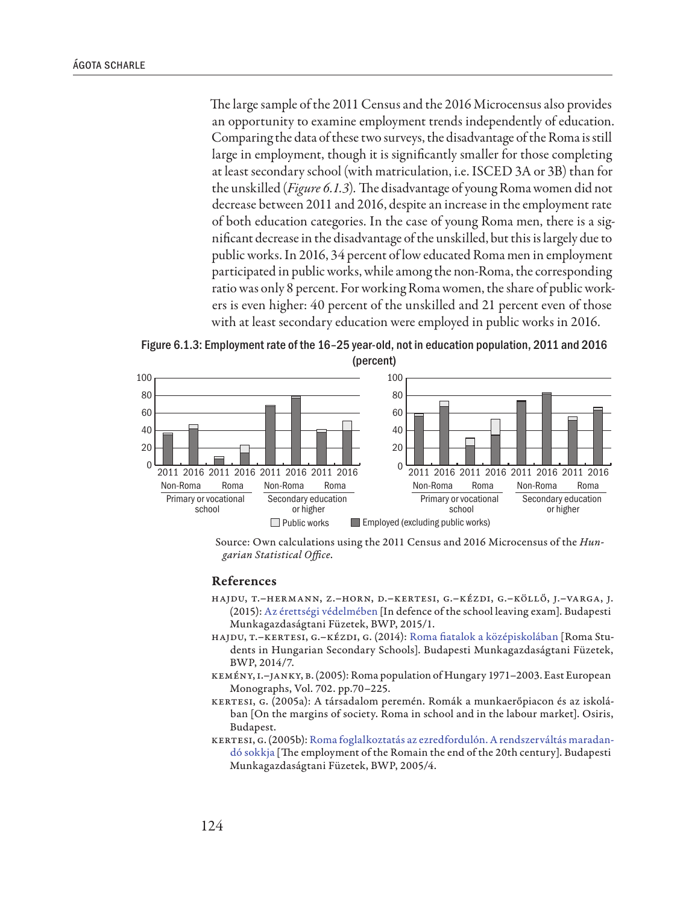The large sample of the 2011 Census and the 2016 Microcensus also provides an opportunity to examine employment trends independently of education. Comparing the data of these two surveys, the disadvantage of the Roma is still large in employment, though it is significantly smaller for those completing at least secondary school (with matriculation, i.e. ISCED 3A or 3B) than for the unskilled (*Figure 6.1.3*). The disadvantage of young Roma women did not decrease between 2011 and 2016, despite an increase in the employment rate of both education categories. In the case of young Roma men, there is a significant decrease in the disadvantage of the unskilled, but this is largely due to public works. In 2016, 34 percent of low educated Roma men in employment participated in public works, while among the non-Roma, the corresponding ratio was only 8 percent. For working Roma women, the share of public workers is even higher: 40 percent of the unskilled and 21 percent even of those with at least secondary education were employed in public works in 2016.

Figure 6.1.3: Employment rate of the 16–25 year-old, not in education population, 2011 and 2016 (percent)

Source: Own calculations using the 2011 Census and 2016 Microcensus of the *Hungarian Statistical Office*.

## References

Hajdu, T.–Hermann, Z.–Horn, D.–Kertesi, G.–Kézdi, G.–Köllő, J.–Varga, J. (2015): Az érettségi védelmében [In defence of the school leaving exam]. Budapesti Munkagazdaságtani Füzetek, BWP, 2015/1.

Hajdu, T.–Kertesi, G.–Kézdi, G. (2014): Roma fiatalok a középiskolában [Roma Students in Hungarian Secondary Schools]. Budapesti Munkagazdaságtani Füzetek, BWP, 2014/7.

Kemény, I.–Janky, B. (2005): Roma population of Hungary 1971–2003. East European Monographs, Vol. 702. pp.70–225.

Kertesi, G. (2005a): A társadalom peremén. Romák a munkaerőpiacon és az iskolában [On the margins of society. Roma in school and in the labour market]. Osiris, Budapest.

Kertesi, G. (2005b): Roma foglalkoztatás az ezredfordulón. A rendszerváltás maradandó sokkja [The employment of the Roma in the end of the 20th century]. Budapesti Munkagazdaságtani Füzetek, BWP, 2005/4.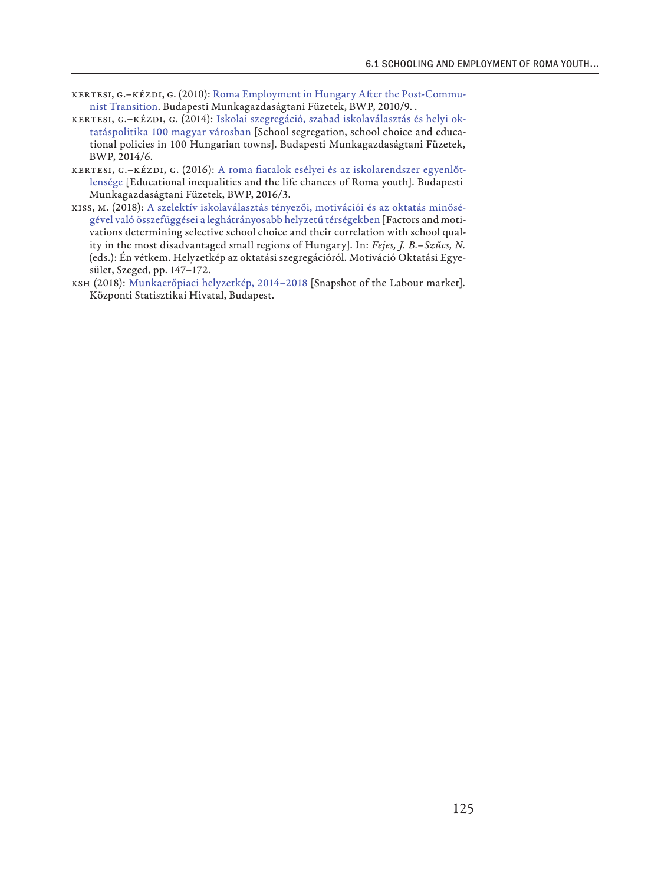Kertesi, G.–Kézdi, G. (2010): Roma Employment in Hungary After the Post-Communist Transition. Budapesti Munkagazdaságtani Füzetek, BWP, 2010/9. .

Kertesi, G.–Kézdi, G. (2014): Iskolai szegregáció, szabad iskolaválasztás és helyi oktatáspolitika 100 magyar városban [School segregation, school choice and educational policies in 100 Hungarian towns]. Budapesti Munkagazdaságtani Füzetek, BWP, 2014/6.

Kertesi, G.–Kézdi, G. (2016): A roma fiatalok esélyei és az iskolarendszer egyenlőtlensége [Educational inequalities and the life chances of Roma youth]. Budapesti Munkagazdaságtani Füzetek, BWP, 2016/3.

Kiss, M. (2018): A szelektív iskolaválasztás tényezői, motivációi és az oktatás minőségével való összefüggései a leghátrányosabb helyzetű térségekben [Factors and motivations determining selective school choice and their correlation with school quality in the most disadvantaged small regions of Hungary]. In: *Fejes, J. B.–Szűcs, N.* (eds.): Én vétkem. Helyzetkép az oktatási szegregációról. Motiváció Oktatási Egyesület, Szeged, pp. 147–172.

KSH (2018): Munkaerőpiaci helyzetkép, 2014–2018 [Snapshot of the Labour market]. Központi Statisztikai Hivatal, Budapest.